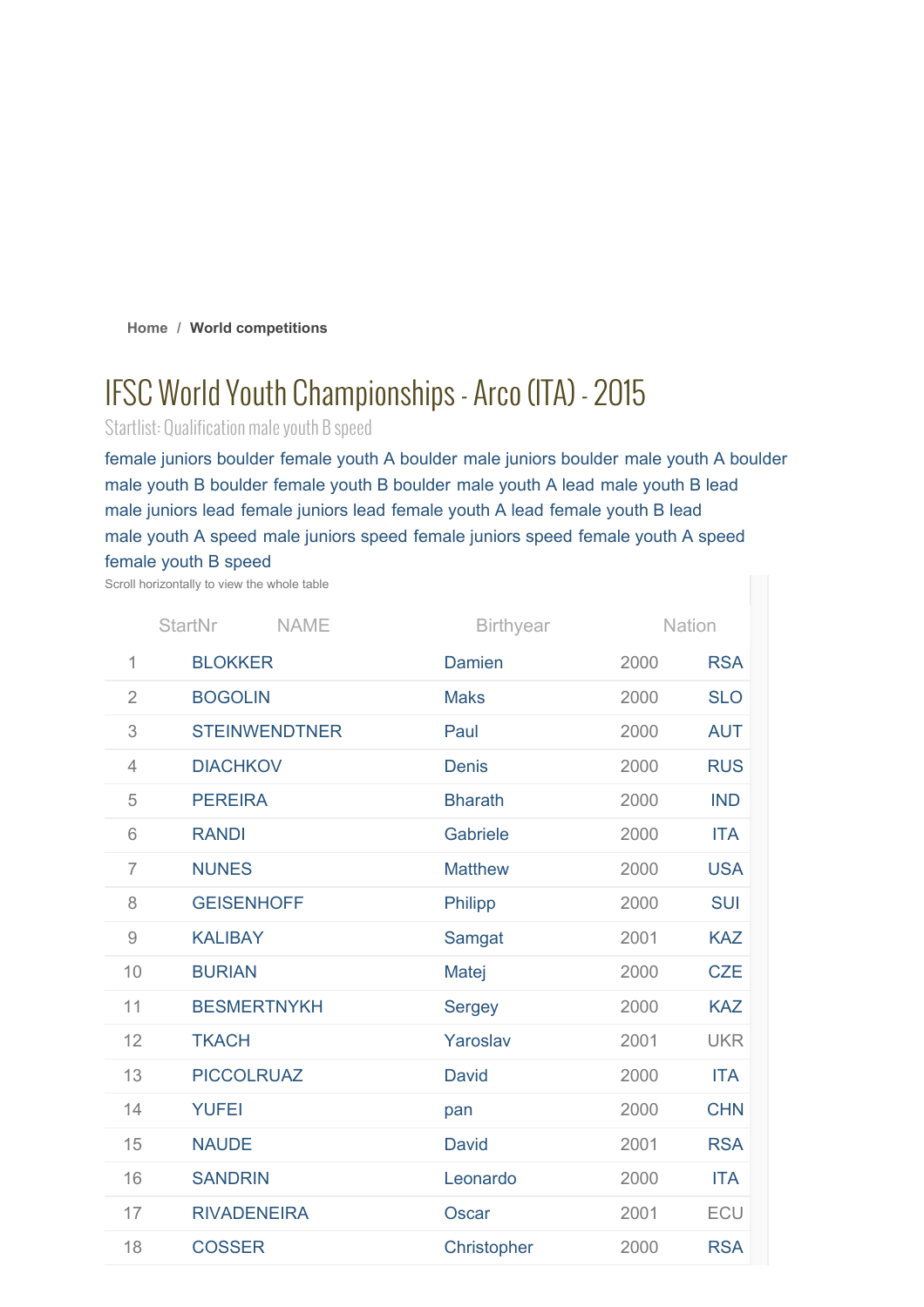Home / **World competitions**

# IFSC World Youth Championships - Arco (ITA) - 2015

Startlist: Qualification male youth B speed

female juniors boulder female youth A boulder male juniors boulder male youth A boulder male youth B boulder female youth B boulder male youth A lead male youth B lead male juniors lead female juniors lead female youth A lead female youth B lead male youth A speed male juniors speed female juniors speed female youth A speed female youth B speed

Scroll horizontally to view the whole table

| StartNr | NAME | | Birthyear | Nation |
|---|---|---|---|---|
| 1 | BLOKKER | Damien | 2000 | RSA |
| 2 | BOGOLIN | Maks | 2000 | SLO |
| 3 | STEINWENDTNER | Paul | 2000 | AUT |
| 4 | DIACHKOV | Denis | 2000 | RUS |
| 5 | PEREIRA | Bharath | 2000 | IND |
| 6 | RANDI | Gabriele | 2000 | ITA |
| 7 | NUNES | Matthew | 2000 | USA |
| 8 | GEISENHOFF | Philipp | 2000 | SUI |
| 9 | KALIBAY | Samgat | 2001 | KAZ |
| 10 | BURIAN | Matej | 2000 | CZE |
| 11 | BESMERTNYKH | Sergey | 2000 | KAZ |
| 12 | TKACH | Yaroslav | 2001 | UKR |
| 13 | PICCOLRUAZ | David | 2000 | ITA |
| 14 | YUFEI | pan | 2000 | CHN |
| 15 | NAUDE | David | 2001 | RSA |
| 16 | SANDRIN | Leonardo | 2000 | ITA |
| 17 | RIVADENEIRA | Oscar | 2001 | ECU |
| 18 | COSSER | Christopher | 2000 | RSA |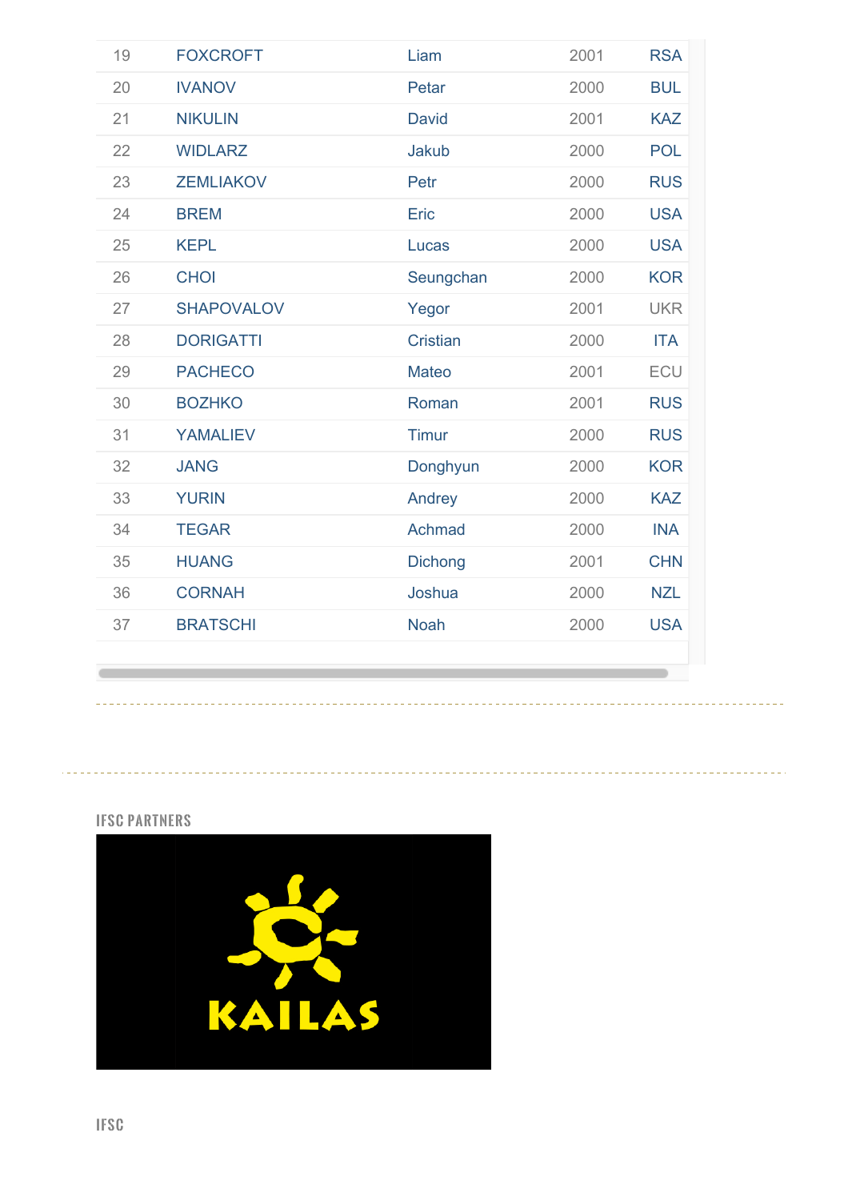| | | | | |
|---|---|---|---|---|
| 19 | FOXCROFT | Liam | 2001 | RSA |
| 20 | IVANOV | Petar | 2000 | BUL |
| 21 | NIKULIN | David | 2001 | KAZ |
| 22 | WIDLARZ | Jakub | 2000 | POL |
| 23 | ZEMLIAKOV | Petr | 2000 | RUS |
| 24 | BREM | Eric | 2000 | USA |
| 25 | KEPL | Lucas | 2000 | USA |
| 26 | CHOI | Seungchan | 2000 | KOR |
| 27 | SHAPOVALOV | Yegor | 2001 | UKR |
| 28 | DORIGATTI | Cristian | 2000 | ITA |
| 29 | PACHECO | Mateo | 2001 | ECU |
| 30 | BOZHKO | Roman | 2001 | RUS |
| 31 | YAMALIEV | Timur | 2000 | RUS |
| 32 | JANG | Donghyun | 2000 | KOR |
| 33 | YURIN | Andrey | 2000 | KAZ |
| 34 | TEGAR | Achmad | 2000 | INA |
| 35 | HUANG | Dichong | 2001 | CHN |
| 36 | CORNAH | Joshua | 2000 | NZL |
| 37 | BRATSCHI | Noah | 2000 | USA |

IFSC PARTNERS

KAILAS

IFSC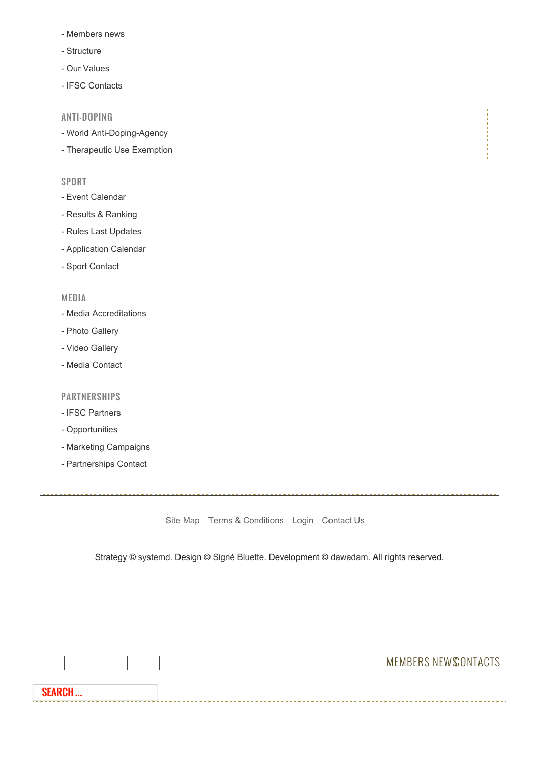- Members news
- Structure
- Our Values
- IFSC Contacts

## ANTI-DOPING

- World Anti-Doping-Agency
- Therapeutic Use Exemption

## SPORT

- Event Calendar
- Results & Ranking
- Rules Last Updates
- Application Calendar
- Sport Contact

## MEDIA

- Media Accreditations
- Photo Gallery
- Video Gallery
- Media Contact

## PARTNERSHIPS

- IFSC Partners
- Opportunities
- Marketing Campaigns
- Partnerships Contact

---

Site Map Terms & Conditions Login Contact Us

Strategy © systemd. Design © Signé Bluette. Development © dawadam. All rights reserved.

MEMBERS NEWS CONTACTS

SEARCH ...